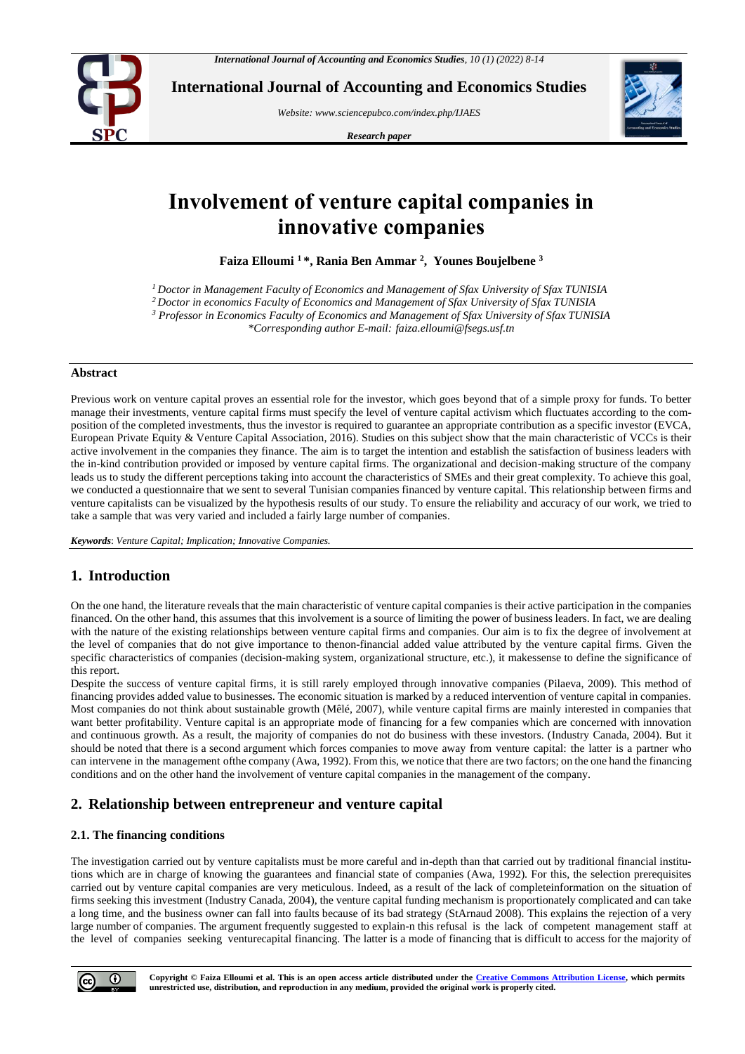# Involvement of venture capital companies in innovative companies

**Faiza Elloumi [1] \*, Rania Ben Ammar [2], Younes Boujelbene [3]**

*[1] Doctor in Management Faculty of Economics and Management of Sfax University of Sfax TUNISIA*
*[2] Doctor in economics Faculty of Economics and Management of Sfax University of Sfax TUNISIA*
*[3] Professor in Economics Faculty of Economics and Management of Sfax University of Sfax TUNISIA*
*\*Corresponding author E-mail: faiza.elloumi@fsegs.usf.tn*

## Abstract

Previous work on venture capital proves an essential role for the investor, which goes beyond that of a simple proxy for funds. To better manage their investments, venture capital firms must specify the level of venture capital activism which fluctuates according to the composition of the completed investments, thus the investor is required to guarantee an appropriate contribution as a specific investor (EVCA, European Private Equity & Venture Capital Association, 2016). Studies on this subject show that the main characteristic of VCCs is their active involvement in the companies they finance. The aim is to target the intention and establish the satisfaction of business leaders with the in-kind contribution provided or imposed by venture capital firms. The organizational and decision-making structure of the company leads us to study the different perceptions taking into account the characteristics of SMEs and their great complexity. To achieve this goal, we conducted a questionnaire that we sent to several Tunisian companies financed by venture capital. This relationship between firms and venture capitalists can be visualized by the hypothesis results of our study. To ensure the reliability and accuracy of our work, we tried to take a sample that was very varied and included a fairly large number of companies.

***Keywords***: *Venture Capital; Implication; Innovative Companies.*

## 1. Introduction

On the one hand, the literature reveals that the main characteristic of venture capital companies is their active participation in the companies financed. On the other hand, this assumes that this involvement is a source of limiting the power of business leaders. In fact, we are dealing with the nature of the existing relationships between venture capital firms and companies. Our aim is to fix the degree of involvement at the level of companies that do not give importance to thenon-financial added value attributed by the venture capital firms. Given the specific characteristics of companies (decision-making system, organizational structure, etc.), it makessense to define the significance of this report.

Despite the success of venture capital firms, it is still rarely employed through innovative companies (Pilaeva, 2009). This method of financing provides added value to businesses. The economic situation is marked by a reduced intervention of venture capital in companies. Most companies do not think about sustainable growth (Mêlé, 2007), while venture capital firms are mainly interested in companies that want better profitability. Venture capital is an appropriate mode of financing for a few companies which are concerned with innovation and continuous growth. As a result, the majority of companies do not do business with these investors. (Industry Canada, 2004). But it should be noted that there is a second argument which forces companies to move away from venture capital: the latter is a partner who can intervene in the management ofthe company (Awa, 1992). From this, we notice that there are two factors; on the one hand the financing conditions and on the other hand the involvement of venture capital companies in the management of the company.

## 2. Relationship between entrepreneur and venture capital

### 2.1. The financing conditions

The investigation carried out by venture capitalists must be more careful and in-depth than that carried out by traditional financial institutions which are in charge of knowing the guarantees and financial state of companies (Awa, 1992). For this, the selection prerequisites carried out by venture capital companies are very meticulous. Indeed, as a result of the lack of completeinformation on the situation of firms seeking this investment (Industry Canada, 2004), the venture capital funding mechanism is proportionately complicated and can take a long time, and the business owner can fall into faults because of its bad strategy (StArnaud 2008). This explains the rejection of a very large number of companies. The argument frequently suggested to explain-n this refusal is the lack of competent management staff at the level of companies seeking venturecapital financing. The latter is a mode of financing that is difficult to access for the majority of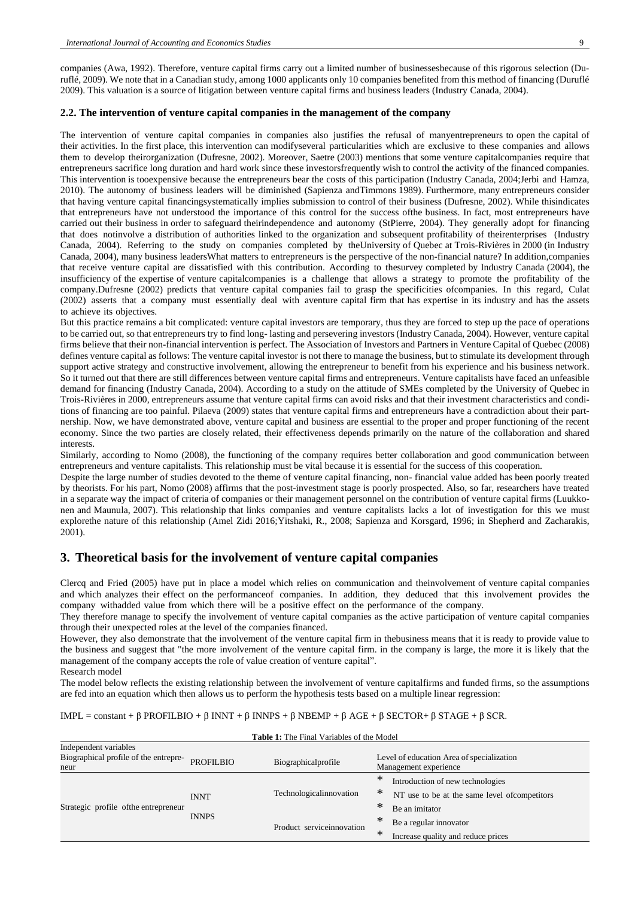companies (Awa, 1992). Therefore, venture capital firms carry out a limited number of businessesbecause of this rigorous selection (Duruflé, 2009). We note that in a Canadian study, among 1000 applicants only 10 companies benefited from this method of financing (Duruflé 2009). This valuation is a source of litigation between venture capital firms and business leaders (Industry Canada, 2004).

### 2.2. The intervention of venture capital companies in the management of the company

The intervention of venture capital companies in companies also justifies the refusal of manyentrepreneurs to open the capital of their activities. In the first place, this intervention can modifyseveral particularities which are exclusive to these companies and allows them to develop theirorganization (Dufresne, 2002). Moreover, Saetre (2003) mentions that some venture capitalcompanies require that entrepreneurs sacrifice long duration and hard work since these investorsfrequently wish to control the activity of the financed companies. This intervention is tooexpensive because the entrepreneurs bear the costs of this participation (Industry Canada, 2004;Jerbi and Hamza, 2010). The autonomy of business leaders will be diminished (Sapienza andTimmons 1989). Furthermore, many entrepreneurs consider that having venture capital financingsystematically implies submission to control of their business (Dufresne, 2002). While thisindicates that entrepreneurs have not understood the importance of this control for the success ofthe business. In fact, most entrepreneurs have carried out their business in order to safeguard theirindependence and autonomy (StPierre, 2004). They generally adopt for financing that does notinvolve a distribution of authorities linked to the organization and subsequent profitability of theirenterprises (Industry Canada, 2004). Referring to the study on companies completed by theUniversity of Quebec at Trois-Rivières in 2000 (in Industry Canada, 2004), many business leadersWhat matters to entrepreneurs is the perspective of the non-financial nature? In addition,companies that receive venture capital are dissatisfied with this contribution. According to thesurvey completed by Industry Canada (2004), the insufficiency of the expertise of venture capitalcompanies is a challenge that allows a strategy to promote the profitability of the company.Dufresne (2002) predicts that venture capital companies fail to grasp the specificities ofcompanies. In this regard, Culat (2002) asserts that a company must essentially deal with aventure capital firm that has expertise in its industry and has the assets to achieve its objectives.

But this practice remains a bit complicated: venture capital investors are temporary, thus they are forced to step up the pace of operations to be carried out, so that entrepreneurs try to find long- lasting and persevering investors (Industry Canada, 2004). However, venture capital firms believe that their non-financial intervention is perfect. The Association of Investors and Partners in Venture Capital of Quebec (2008) defines venture capital as follows: The venture capital investor is not there to manage the business, but to stimulate its development through support active strategy and constructive involvement, allowing the entrepreneur to benefit from his experience and his business network. So it turned out that there are still differences between venture capital firms and entrepreneurs. Venture capitalists have faced an unfeasible demand for financing (Industry Canada, 2004). According to a study on the attitude of SMEs completed by the University of Quebec in Trois-Rivières in 2000, entrepreneurs assume that venture capital firms can avoid risks and that their investment characteristics and conditions of financing are too painful. Pilaeva (2009) states that venture capital firms and entrepreneurs have a contradiction about their partnership. Now, we have demonstrated above, venture capital and business are essential to the proper and proper functioning of the recent economy. Since the two parties are closely related, their effectiveness depends primarily on the nature of the collaboration and shared interests.

Similarly, according to Nomo (2008), the functioning of the company requires better collaboration and good communication between entrepreneurs and venture capitalists. This relationship must be vital because it is essential for the success of this cooperation.

Despite the large number of studies devoted to the theme of venture capital financing, non- financial value added has been poorly treated by theorists. For his part, Nomo (2008) affirms that the post-investment stage is poorly prospected. Also, so far, researchers have treated in a separate way the impact of criteria of companies or their management personnel on the contribution of venture capital firms (Luukkonen and Maunula, 2007). This relationship that links companies and venture capitalists lacks a lot of investigation for this we must explorethe nature of this relationship (Amel Zidi 2016;Yitshaki, R., 2008; Sapienza and Korsgard, 1996; in Shepherd and Zacharakis, 2001).

## 3. Theoretical basis for the involvement of venture capital companies

Clercq and Fried (2005) have put in place a model which relies on communication and theinvolvement of venture capital companies and which analyzes their effect on the performanceof companies. In addition, they deduced that this involvement provides the company withadded value from which there will be a positive effect on the performance of the company.

They therefore manage to specify the involvement of venture capital companies as the active participation of venture capital companies through their unexpected roles at the level of the companies financed.

However, they also demonstrate that the involvement of the venture capital firm in thebusiness means that it is ready to provide value to the business and suggest that "the more involvement of the venture capital firm. in the company is large, the more it is likely that the management of the company accepts the role of value creation of venture capital".

Research model

The model below reflects the existing relationship between the involvement of venture capitalfirms and funded firms, so the assumptions are fed into an equation which then allows us to perform the hypothesis tests based on a multiple linear regression:

IMPL = constant + β PROFILBIO + β INNT + β INNPS + β NBEMP + β AGE + β SECTOR+ β STAGE + β SCR.

**Table 1:** The Final Variables of the Model

| Independent variables | | | |
|---|---|---|---|
| Biographical profile of the entrepreneur | PROFILBIO | Biographicalprofile | Level of education Area of specialization Management experience |
| Strategic profile ofthe entrepreneur | INNT | Technologicalinnovation | * Introduction of new technologies<br>* NT use to be at the same level ofcompetitors<br>* Be an imitator |
| | INNPS | Product serviceinnovation | * Be a regular innovator<br>* Increase quality and reduce prices |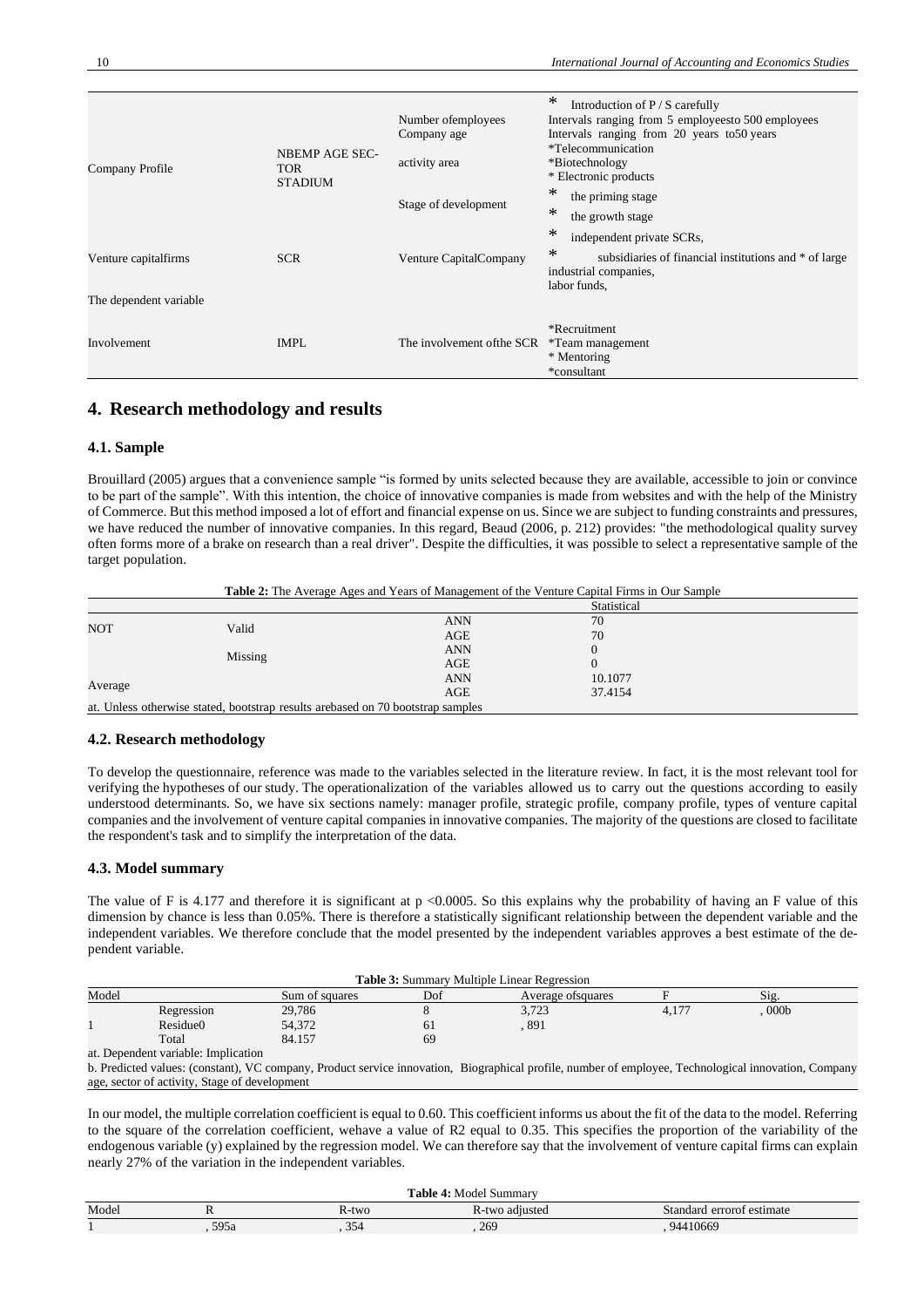| | | | |
|---|---|---|---|
| Company Profile | NBEMP AGE SEC-TOR STADIUM | Number ofemployees<br>Company age<br><br>activity area<br><br>Stage of development | * Introduction of P / S carefully<br>Intervals ranging from 5 employeesto 500 employees<br>Intervals ranging from 20 years to50 years<br>*Telecommunication<br>*Biotechnology<br>* Electronic products<br>* the priming stage<br>* the growth stage |
| Venture capitalfirms | SCR | Venture CapitalCompany | * independent private SCRs,<br>* subsidiaries of financial institutions and * of large industrial companies,<br>labor funds, |
| The dependent variable | | | |
| Involvement | IMPL | The involvement ofthe SCR | *Recruitment<br>*Team management<br>* Mentoring<br>*consultant |

## 4. Research methodology and results

### 4.1. Sample

Brouillard (2005) argues that a convenience sample "is formed by units selected because they are available, accessible to join or convince to be part of the sample". With this intention, the choice of innovative companies is made from websites and with the help of the Ministry of Commerce. But this method imposed a lot of effort and financial expense on us. Since we are subject to funding constraints and pressures, we have reduced the number of innovative companies. In this regard, Beaud (2006, p. 212) provides: "the methodological quality survey often forms more of a brake on research than a real driver". Despite the difficulties, it was possible to select a representative sample of the target population.

**Table 2:** The Average Ages and Years of Management of the Venture Capital Firms in Our Sample

| | | | Statistical |
|---|---|---|---|
| NOT | Valid | ANN | 70 |
| | | AGE | 70 |
| | Missing | ANN | 0 |
| | | AGE | 0 |
| Average | | ANN | 10.1077 |
| | | AGE | 37.4154 |

at. Unless otherwise stated, bootstrap results arebased on 70 bootstrap samples

### 4.2. Research methodology

To develop the questionnaire, reference was made to the variables selected in the literature review. In fact, it is the most relevant tool for verifying the hypotheses of our study. The operationalization of the variables allowed us to carry out the questions according to easily understood determinants. So, we have six sections namely: manager profile, strategic profile, company profile, types of venture capital companies and the involvement of venture capital companies in innovative companies. The majority of the questions are closed to facilitate the respondent's task and to simplify the interpretation of the data.

### 4.3. Model summary

The value of F is 4.177 and therefore it is significant at p <0.0005. So this explains why the probability of having an F value of this dimension by chance is less than 0.05%. There is therefore a statistically significant relationship between the dependent variable and the independent variables. We therefore conclude that the model presented by the independent variables approves a best estimate of the dependent variable.

**Table 3:** Summary Multiple Linear Regression

| Model | | Sum of squares | Dof | Average ofsquares | F | Sig. |
|---|---|---|---|---|---|---|
| 1 | Regression | 29,786 | 8 | 3,723 | 4,177 | , 000b |
| | Residue0 | 54,372 | 61 | , 891 | | |
| | Total | 84.157 | 69 | | | |

at. Dependent variable: Implication

b. Predicted values: (constant), VC company, Product service innovation, Biographical profile, number of employee, Technological innovation, Company age, sector of activity, Stage of development

In our model, the multiple correlation coefficient is equal to 0.60. This coefficient informs us about the fit of the data to the model. Referring to the square of the correlation coefficient, wehave a value of R2 equal to 0.35. This specifies the proportion of the variability of the endogenous variable (y) explained by the regression model. We can therefore say that the involvement of venture capital firms can explain nearly 27% of the variation in the independent variables.

**Table 4:** Model Summary

| Model | R | R-two | R-two adjusted | Standard errorof estimate |
|---|---|---|---|---|
| 1 | , 595a | , 354 | , 269 | , 94410669 |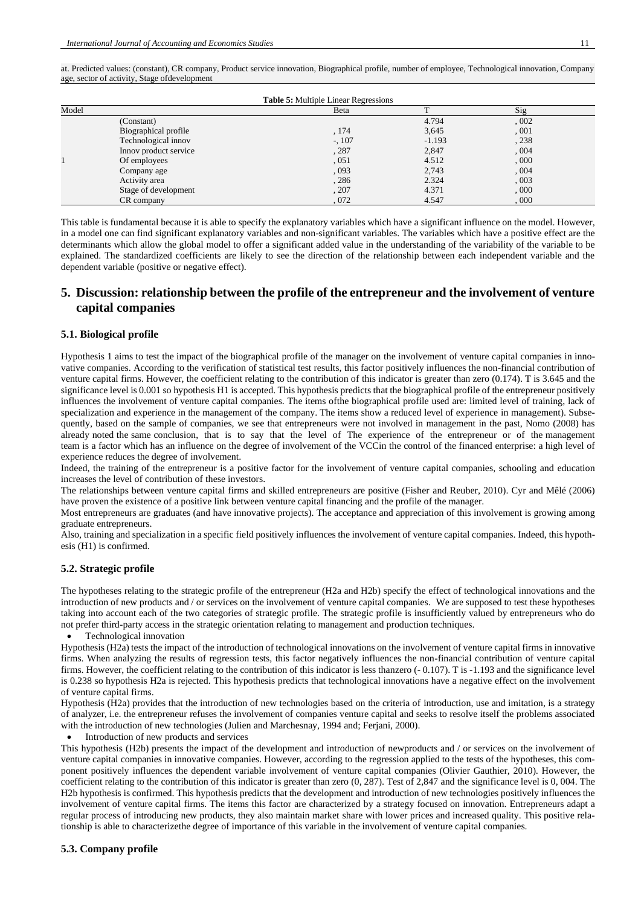at. Predicted values: (constant), CR company, Product service innovation, Biographical profile, number of employee, Technological innovation, Company age, sector of activity, Stage ofdevelopment

**Table 5:** Multiple Linear Regressions

| Model | | Beta | T | Sig |
|---|---|---|---|---|
| 1 | (Constant) | | 4.794 | ,002 |
| | Biographical profile | ,174 | 3,645 | ,001 |
| | Technological innov | -,107 | -1.193 | ,238 |
| | Innov product service | ,287 | 2,847 | ,004 |
| | Of employees | ,051 | 4.512 | ,000 |
| | Company age | ,093 | 2,743 | ,004 |
| | Activity area | ,286 | 2.324 | ,003 |
| | Stage of development | ,207 | 4.371 | ,000 |
| | CR company | ,072 | 4.547 | ,000 |

This table is fundamental because it is able to specify the explanatory variables which have a significant influence on the model. However, in a model one can find significant explanatory variables and non-significant variables. The variables which have a positive effect are the determinants which allow the global model to offer a significant added value in the understanding of the variability of the variable to be explained. The standardized coefficients are likely to see the direction of the relationship between each independent variable and the dependent variable (positive or negative effect).

## 5. Discussion: relationship between the profile of the entrepreneur and the involvement of venture capital companies

### 5.1. Biological profile

Hypothesis 1 aims to test the impact of the biographical profile of the manager on the involvement of venture capital companies in innovative companies. According to the verification of statistical test results, this factor positively influences the non-financial contribution of venture capital firms. However, the coefficient relating to the contribution of this indicator is greater than zero (0.174). T is 3.645 and the significance level is 0.001 so hypothesis H1 is accepted. This hypothesis predicts that the biographical profile of the entrepreneur positively influences the involvement of venture capital companies. The items ofthe biographical profile used are: limited level of training, lack of specialization and experience in the management of the company. The items show a reduced level of experience in management). Subsequently, based on the sample of companies, we see that entrepreneurs were not involved in management in the past, Nomo (2008) has already noted the same conclusion, that is to say that the level of The experience of the entrepreneur or of the management team is a factor which has an influence on the degree of involvement of the VCCin the control of the financed enterprise: a high level of experience reduces the degree of involvement.

Indeed, the training of the entrepreneur is a positive factor for the involvement of venture capital companies, schooling and education increases the level of contribution of these investors.

The relationships between venture capital firms and skilled entrepreneurs are positive (Fisher and Reuber, 2010). Cyr and Mêlé (2006) have proven the existence of a positive link between venture capital financing and the profile of the manager.

Most entrepreneurs are graduates (and have innovative projects). The acceptance and appreciation of this involvement is growing among graduate entrepreneurs.

Also, training and specialization in a specific field positively influences the involvement of venture capital companies. Indeed, this hypothesis (H1) is confirmed.

### 5.2. Strategic profile

The hypotheses relating to the strategic profile of the entrepreneur (H2a and H2b) specify the effect of technological innovations and the introduction of new products and / or services on the involvement of venture capital companies. We are supposed to test these hypotheses taking into account each of the two categories of strategic profile. The strategic profile is insufficiently valued by entrepreneurs who do not prefer third-party access in the strategic orientation relating to management and production techniques.

- Technological innovation

Hypothesis (H2a) tests the impact of the introduction of technological innovations on the involvement of venture capital firms in innovative firms. When analyzing the results of regression tests, this factor negatively influences the non-financial contribution of venture capital firms. However, the coefficient relating to the contribution of this indicator is less thanzero (- 0.107). T is -1.193 and the significance level is 0.238 so hypothesis H2a is rejected. This hypothesis predicts that technological innovations have a negative effect on the involvement of venture capital firms.

Hypothesis (H2a) provides that the introduction of new technologies based on the criteria of introduction, use and imitation, is a strategy of analyzer, i.e. the entrepreneur refuses the involvement of companies venture capital and seeks to resolve itself the problems associated with the introduction of new technologies (Julien and Marchesnay, 1994 and; Ferjani, 2000).

- Introduction of new products and services

This hypothesis (H2b) presents the impact of the development and introduction of newproducts and / or services on the involvement of venture capital companies in innovative companies. However, according to the regression applied to the tests of the hypotheses, this component positively influences the dependent variable involvement of venture capital companies (Olivier Gauthier, 2010). However, the coefficient relating to the contribution of this indicator is greater than zero (0, 287). Test of 2,847 and the significance level is 0, 004. The H2b hypothesis is confirmed. This hypothesis predicts that the development and introduction of new technologies positively influences the involvement of venture capital firms. The items this factor are characterized by a strategy focused on innovation. Entrepreneurs adapt a regular process of introducing new products, they also maintain market share with lower prices and increased quality. This positive relationship is able to characterizethe degree of importance of this variable in the involvement of venture capital companies.

### 5.3. Company profile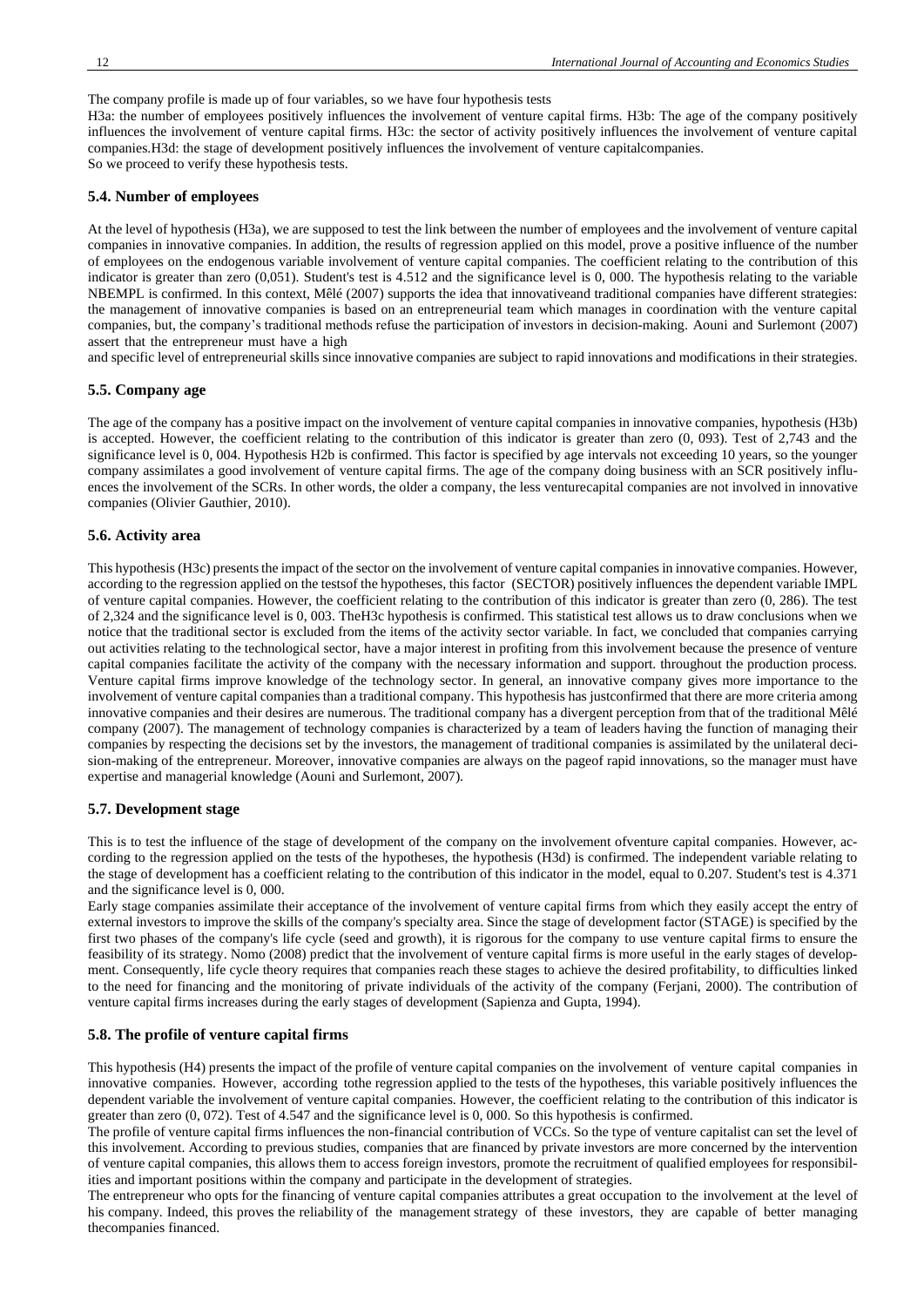The company profile is made up of four variables, so we have four hypothesis tests

H3a: the number of employees positively influences the involvement of venture capital firms. H3b: The age of the company positively influences the involvement of venture capital firms. H3c: the sector of activity positively influences the involvement of venture capital companies.H3d: the stage of development positively influences the involvement of venture capitalcompanies.

So we proceed to verify these hypothesis tests.

### 5.4. Number of employees

At the level of hypothesis (H3a), we are supposed to test the link between the number of employees and the involvement of venture capital companies in innovative companies. In addition, the results of regression applied on this model, prove a positive influence of the number of employees on the endogenous variable involvement of venture capital companies. The coefficient relating to the contribution of this indicator is greater than zero (0,051). Student's test is 4.512 and the significance level is 0, 000. The hypothesis relating to the variable NBEMPL is confirmed. In this context, Mêlé (2007) supports the idea that innovativeand traditional companies have different strategies: the management of innovative companies is based on an entrepreneurial team which manages in coordination with the venture capital companies, but, the company's traditional methods refuse the participation of investors in decision-making. Aouni and Surlemont (2007) assert that the entrepreneur must have a high

and specific level of entrepreneurial skills since innovative companies are subject to rapid innovations and modifications in their strategies.

### 5.5. Company age

The age of the company has a positive impact on the involvement of venture capital companies in innovative companies, hypothesis (H3b) is accepted. However, the coefficient relating to the contribution of this indicator is greater than zero (0, 093). Test of 2,743 and the significance level is 0, 004. Hypothesis H2b is confirmed. This factor is specified by age intervals not exceeding 10 years, so the younger company assimilates a good involvement of venture capital firms. The age of the company doing business with an SCR positively influences the involvement of the SCRs. In other words, the older a company, the less venturecapital companies are not involved in innovative companies (Olivier Gauthier, 2010).

### 5.6. Activity area

This hypothesis (H3c) presents the impact of the sector on the involvement of venture capital companies in innovative companies. However, according to the regression applied on the testsof the hypotheses, this factor (SECTOR) positively influences the dependent variable IMPL of venture capital companies. However, the coefficient relating to the contribution of this indicator is greater than zero (0, 286). The test of 2,324 and the significance level is 0, 003. TheH3c hypothesis is confirmed. This statistical test allows us to draw conclusions when we notice that the traditional sector is excluded from the items of the activity sector variable. In fact, we concluded that companies carrying out activities relating to the technological sector, have a major interest in profiting from this involvement because the presence of venture capital companies facilitate the activity of the company with the necessary information and support. throughout the production process. Venture capital firms improve knowledge of the technology sector. In general, an innovative company gives more importance to the involvement of venture capital companies than a traditional company. This hypothesis has justconfirmed that there are more criteria among innovative companies and their desires are numerous. The traditional company has a divergent perception from that of the traditional Mêlé company (2007). The management of technology companies is characterized by a team of leaders having the function of managing their companies by respecting the decisions set by the investors, the management of traditional companies is assimilated by the unilateral decision-making of the entrepreneur. Moreover, innovative companies are always on the pageof rapid innovations, so the manager must have expertise and managerial knowledge (Aouni and Surlemont, 2007).

### 5.7. Development stage

This is to test the influence of the stage of development of the company on the involvement ofventure capital companies. However, according to the regression applied on the tests of the hypotheses, the hypothesis (H3d) is confirmed. The independent variable relating to the stage of development has a coefficient relating to the contribution of this indicator in the model, equal to 0.207. Student's test is 4.371 and the significance level is 0, 000.

Early stage companies assimilate their acceptance of the involvement of venture capital firms from which they easily accept the entry of external investors to improve the skills of the company's specialty area. Since the stage of development factor (STAGE) is specified by the first two phases of the company's life cycle (seed and growth), it is rigorous for the company to use venture capital firms to ensure the feasibility of its strategy. Nomo (2008) predict that the involvement of venture capital firms is more useful in the early stages of development. Consequently, life cycle theory requires that companies reach these stages to achieve the desired profitability, to difficulties linked to the need for financing and the monitoring of private individuals of the activity of the company (Ferjani, 2000). The contribution of venture capital firms increases during the early stages of development (Sapienza and Gupta, 1994).

### 5.8. The profile of venture capital firms

This hypothesis (H4) presents the impact of the profile of venture capital companies on the involvement of venture capital companies in innovative companies. However, according tothe regression applied to the tests of the hypotheses, this variable positively influences the dependent variable the involvement of venture capital companies. However, the coefficient relating to the contribution of this indicator is greater than zero (0, 072). Test of 4.547 and the significance level is 0, 000. So this hypothesis is confirmed.

The profile of venture capital firms influences the non-financial contribution of VCCs. So the type of venture capitalist can set the level of this involvement. According to previous studies, companies that are financed by private investors are more concerned by the intervention of venture capital companies, this allows them to access foreign investors, promote the recruitment of qualified employees for responsibilities and important positions within the company and participate in the development of strategies.

The entrepreneur who opts for the financing of venture capital companies attributes a great occupation to the involvement at the level of his company. Indeed, this proves the reliability of the management strategy of these investors, they are capable of better managing thecompanies financed.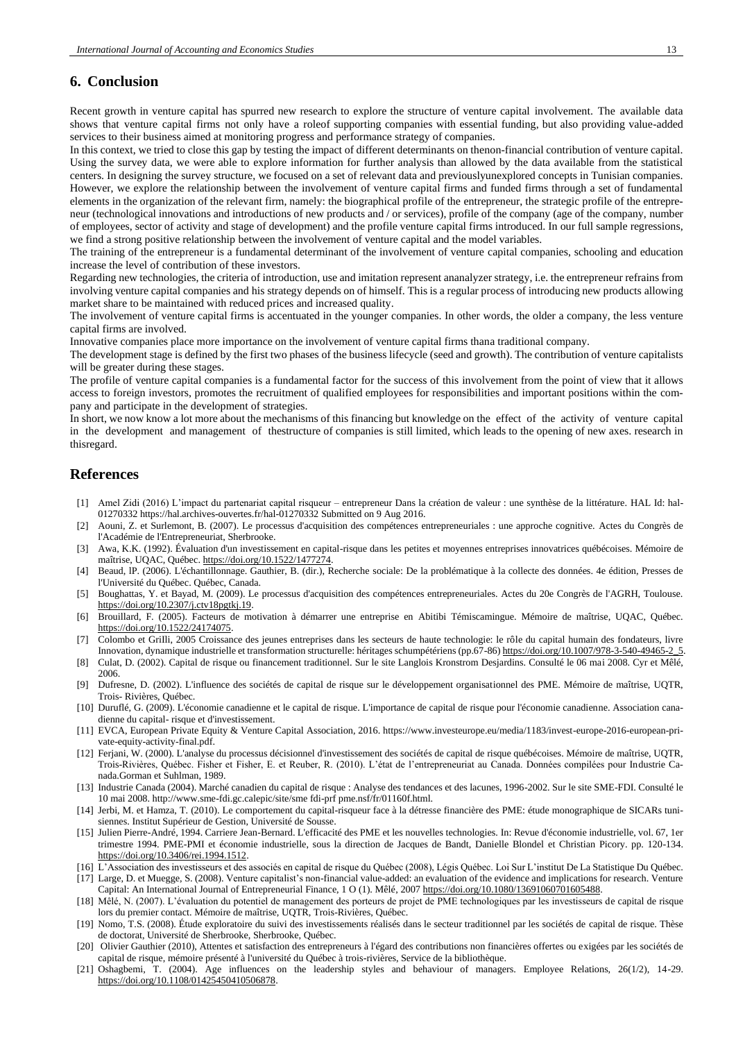## 6. Conclusion

Recent growth in venture capital has spurred new research to explore the structure of venture capital involvement. The available data shows that venture capital firms not only have a roleof supporting companies with essential funding, but also providing value-added services to their business aimed at monitoring progress and performance strategy of companies.

In this context, we tried to close this gap by testing the impact of different determinants on thenon-financial contribution of venture capital. Using the survey data, we were able to explore information for further analysis than allowed by the data available from the statistical centers. In designing the survey structure, we focused on a set of relevant data and previouslyunexplored concepts in Tunisian companies. However, we explore the relationship between the involvement of venture capital firms and funded firms through a set of fundamental elements in the organization of the relevant firm, namely: the biographical profile of the entrepreneur, the strategic profile of the entrepreneur (technological innovations and introductions of new products and / or services), profile of the company (age of the company, number of employees, sector of activity and stage of development) and the profile venture capital firms introduced. In our full sample regressions, we find a strong positive relationship between the involvement of venture capital and the model variables.

The training of the entrepreneur is a fundamental determinant of the involvement of venture capital companies, schooling and education increase the level of contribution of these investors.

Regarding new technologies, the criteria of introduction, use and imitation represent ananalyzer strategy, i.e. the entrepreneur refrains from involving venture capital companies and his strategy depends on of himself. This is a regular process of introducing new products allowing market share to be maintained with reduced prices and increased quality.

The involvement of venture capital firms is accentuated in the younger companies. In other words, the older a company, the less venture capital firms are involved.

Innovative companies place more importance on the involvement of venture capital firms thana traditional company.

The development stage is defined by the first two phases of the business lifecycle (seed and growth). The contribution of venture capitalists will be greater during these stages.

The profile of venture capital companies is a fundamental factor for the success of this involvement from the point of view that it allows access to foreign investors, promotes the recruitment of qualified employees for responsibilities and important positions within the company and participate in the development of strategies.

In short, we now know a lot more about the mechanisms of this financing but knowledge on the effect of the activity of venture capital in the development and management of thestructure of companies is still limited, which leads to the opening of new axes. research in thisregard.

## References

[1] Amel Zidi (2016) L'impact du partenariat capital risqueur – entrepreneur Dans la création de valeur : une synthèse de la littérature. HAL Id: hal-01270332 https://hal.archives-ouvertes.fr/hal-01270332 Submitted on 9 Aug 2016.

[2] Aouni, Z. et Surlemont, B. (2007). Le processus d'acquisition des compétences entrepreneuriales : une approche cognitive. Actes du Congrès de l'Académie de l'Entrepreneuriat, Sherbrooke.

[3] Awa, K.K. (1992). Évaluation d'un investissement en capital-risque dans les petites et moyennes entreprises innovatrices québécoises. Mémoire de maîtrise, UQAC, Québec. https://doi.org/10.1522/1477274.

[4] Beaud, lP. (2006). L'échantillonnage. Gauthier, B. (dir.), Recherche sociale: De la problématique à la collecte des données. 4e édition, Presses de l'Université du Québec. Québec, Canada.

[5] Boughattas, Y. et Bayad, M. (2009). Le processus d'acquisition des compétences entrepreneuriales. Actes du 20e Congrès de l'AGRH, Toulouse. https://doi.org/10.2307/j.ctv18pgtkj.19.

[6] Brouillard, F. (2005). Facteurs de motivation à démarrer une entreprise en Abitibi Témiscamingue. Mémoire de maîtrise, UQAC, Québec. https://doi.org/10.1522/24174075.

[7] Colombo et GriIli, 2005 Croissance des jeunes entreprises dans les secteurs de haute technologie: le rôle du capital humain des fondateurs, livre Innovation, dynamique industrielle et transformation structurelle: héritages schumpétériens (pp.67-86) https://doi.org/10.1007/978-3-540-49465-2_5.

[8] Culat, D. (2002). Capital de risque ou financement traditionnel. Sur le site Langlois Kronstrom Desjardins. Consulté le 06 mai 2008. Cyr et Mêlé, 2006.

[9] Dufresne, D. (2002). L'influence des sociétés de capital de risque sur le développement organisationnel des PME. Mémoire de maîtrise, UQTR, Trois- Rivières, Québec.

[10] Duruflé, G. (2009). L'économie canadienne et le capital de risque. L'importance de capital de risque pour l'économie canadienne. Association canadienne du capital- risque et d'investissement.

[11] EVCA, European Private Equity & Venture Capital Association, 2016. https://www.investeurope.eu/media/1183/invest-europe-2016-european-private-equity-activity-final.pdf.

[12] Ferjani, W. (2000). L'analyse du processus décisionnel d'investissement des sociétés de capital de risque québécoises. Mémoire de maîtrise, UQTR, Trois-Rivières, Québec. Fisher et Fisher, E. et Reuber, R. (2010). L'état de l'entrepreneuriat au Canada. Données compilées pour Industrie Canada.Gorman et Suhlman, 1989.

[13] Industrie Canada (2004). Marché canadien du capital de risque : Analyse des tendances et des lacunes, 1996-2002. Sur le site SME-FDI. Consulté le 10 mai 2008. http://www.sme-fdi.gc.calepic/site/sme fdi-prf pme.nsf/fr/01160f.html.

[14] Jerbi, M. et Hamza, T. (2010). Le comportement du capital-risqueur face à la détresse financière des PME: étude monographique de SICARs tunisiennes. Institut Supérieur de Gestion, Université de Sousse.

[15] Julien Pierre-André, 1994. Carriere Jean-Bernard. L'efficacité des PME et les nouvelles technologies. In: Revue d'économie industrielle, vol. 67, 1er trimestre 1994. PME-PMI et économie industrielle, sous la direction de Jacques de Bandt, Danielle Blondel et Christian Picory. pp. 120-134. https://doi.org/10.3406/rei.1994.1512.

[16] L'Association des investisseurs et des associés en capital de risque du Québec (2008), Légis Québec. Loi Sur L'institut De La Statistique Du Québec.

[17] Large, D. et Muegge, S. (2008). Venture capitalist's non-financial value-added: an evaluation of the evidence and implications for research. Venture Capital: An International Journal of Entrepreneurial Finance, 1 O (1). Mêlé, 2007 https://doi.org/10.1080/13691060701605488.

[18] Mêlé, N. (2007). L'évaluation du potentiel de management des porteurs de projet de PME technologiques par les investisseurs de capital de risque lors du premier contact. Mémoire de maîtrise, UQTR, Trois-Rivières, Québec.

[19] Nomo, T.S. (2008). Étude exploratoire du suivi des investissements réalisés dans le secteur traditionnel par les sociétés de capital de risque. Thèse de doctorat, Université de Sherbrooke, Sherbrooke, Québec.

[20] Olivier Gauthier (2010), Attentes et satisfaction des entrepreneurs à l'égard des contributions non financières offertes ou exigées par les sociétés de capital de risque, mémoire présenté à l'université du Québec à trois-rivières, Service de la bibliothèque.

[21] Oshagbemi, T. (2004). Age influences on the leadership styles and behaviour of managers. Employee Relations, 26(1/2), 14-29. https://doi.org/10.1108/01425450410506878.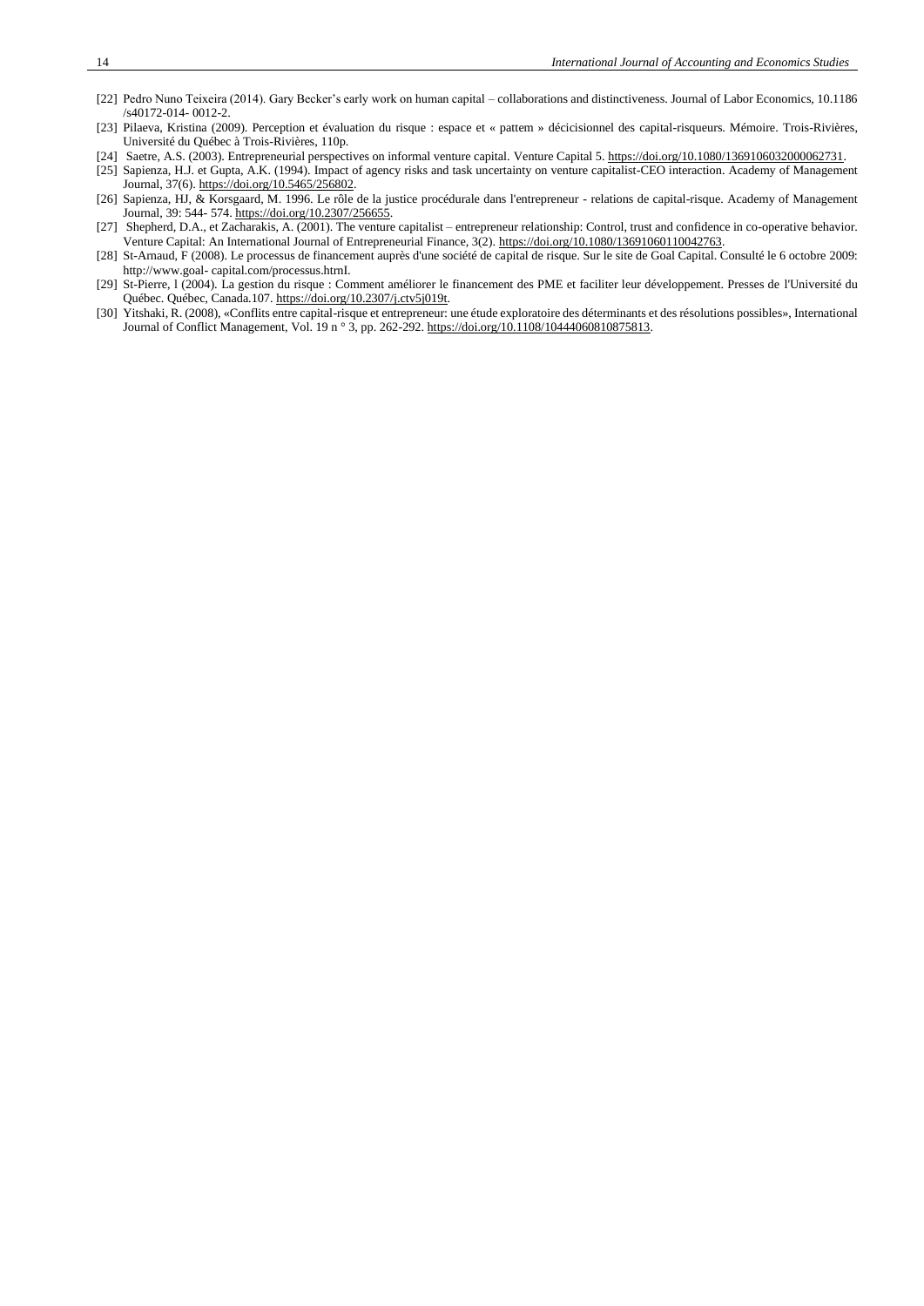[22] Pedro Nuno Teixeira (2014). Gary Becker's early work on human capital – collaborations and distinctiveness. Journal of Labor Economics, 10.1186 /s40172-014- 0012-2.

[23] Pilaeva, Kristina (2009). Perception et évaluation du risque : espace et « pattem » décicisionnel des capital-risqueurs. Mémoire. Trois-Rivières, Université du Québec à Trois-Rivières, 110p.

[24] Saetre, A.S. (2003). Entrepreneurial perspectives on informal venture capital. Venture Capital 5. https://doi.org/10.1080/1369106032000062731.

[25] Sapienza, H.J. et Gupta, A.K. (1994). Impact of agency risks and task uncertainty on venture capitalist-CEO interaction. Academy of Management Journal, 37(6). https://doi.org/10.5465/256802.

[26] Sapienza, HJ, & Korsgaard, M. 1996. Le rôle de la justice procédurale dans l'entrepreneur - relations de capital-risque. Academy of Management Journal, 39: 544- 574. https://doi.org/10.2307/256655.

[27] Shepherd, D.A., et Zacharakis, A. (2001). The venture capitalist – entrepreneur relationship: Control, trust and confidence in co-operative behavior. Venture Capital: An International Journal of Entrepreneurial Finance, 3(2). https://doi.org/10.1080/13691060110042763.

[28] St-Arnaud, F (2008). Le processus de financement auprès d'une société de capital de risque. Sur le site de Goal Capital. Consulté le 6 octobre 2009: http://www.goal- capital.com/processus.htmI.

[29] St-Pierre, l (2004). La gestion du risque : Comment améliorer le financement des PME et faciliter leur développement. Presses de l'Université du Québec. Québec, Canada.107. https://doi.org/10.2307/j.ctv5j019t.

[30] Yitshaki, R. (2008), «Conflits entre capital-risque et entrepreneur: une étude exploratoire des déterminants et des résolutions possibles», International Journal of Conflict Management, Vol. 19 n ° 3, pp. 262-292. https://doi.org/10.1108/10444060810875813.